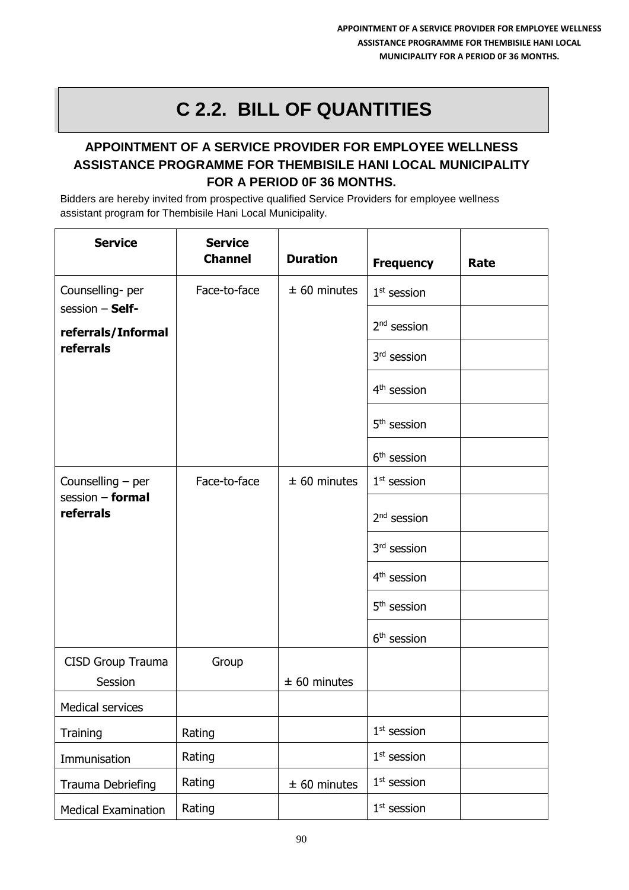# C 2.2. BILL OF QUANTITIES

## APPOINTMENT OF A SERVICE PROVIDER FOR EMPLOYEE WELLNESS ASSISTANCE PROGRAMME FOR THEMBISILE HANI LOCAL MUNICIPALITY FOR A PERIOD 0F 36 MONTHS.

Bidders are hereby invited from prospective qualified Service Providers for employee wellness assistant program for Thembisile Hani Local Municipality.

| Service | Service Channel | Duration | Frequency | Rate |
|---|---|---|---|---|
| Counselling- per session – **Self-referrals/Informal referrals** | Face-to-face | ± 60 minutes | 1st session | |
| | | | 2nd session | |
| | | | 3rd session | |
| | | | 4th session | |
| | | | 5th session | |
| | | | 6th session | |
| Counselling – per session – **formal referrals** | Face-to-face | ± 60 minutes | 1st session | |
| | | | 2nd session | |
| | | | 3rd session | |
| | | | 4th session | |
| | | | 5th session | |
| | | | 6th session | |
| CISD Group Trauma Session | Group | ± 60 minutes | | |
| Medical services | | | | |
| Training | Rating | | 1st session | |
| Immunisation | Rating | | 1st session | |
| Trauma Debriefing | Rating | ± 60 minutes | 1st session | |
| Medical Examination | Rating | | 1st session | |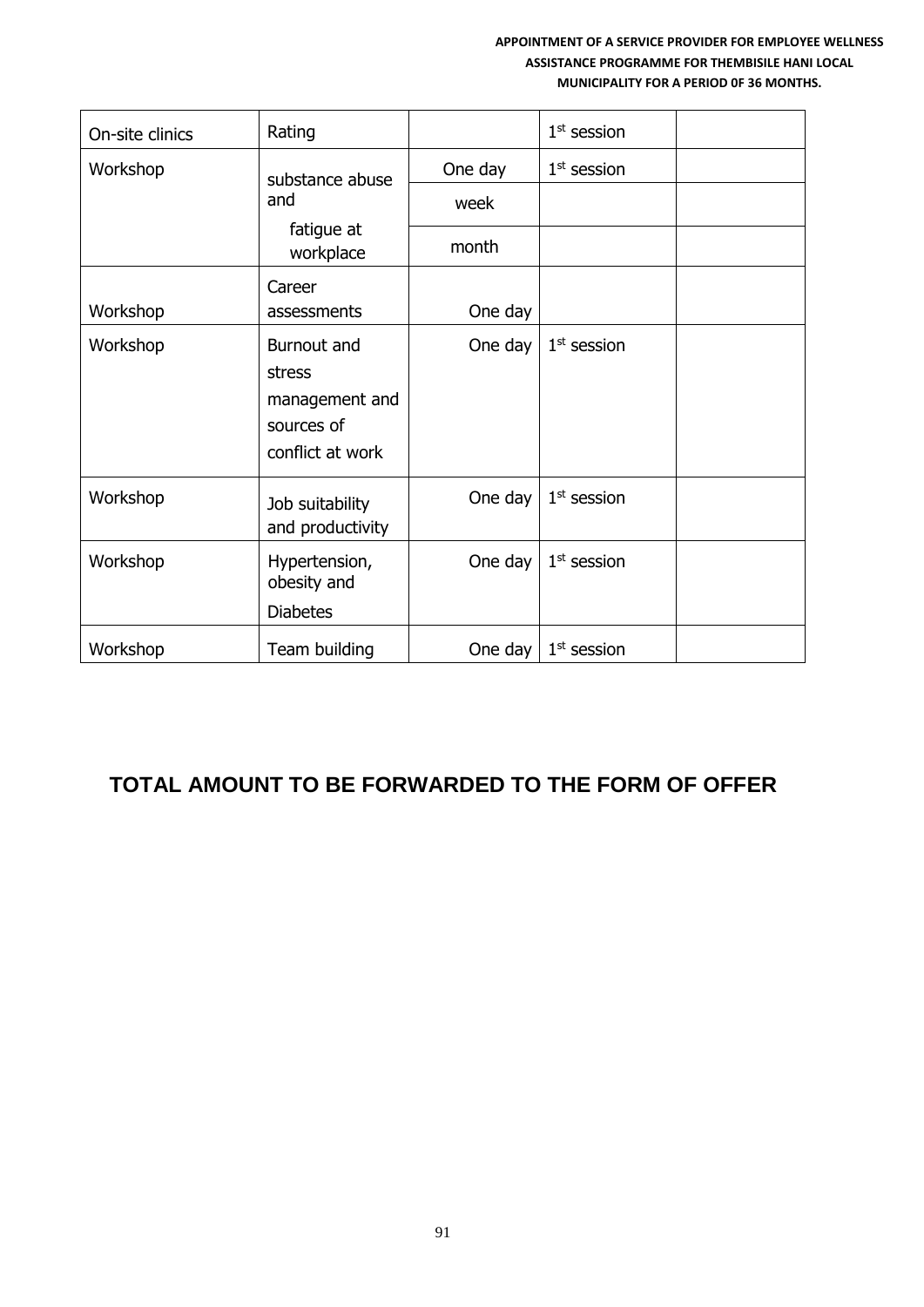| | | | | |
|---|---|---|---|---|
| On-site clinics | Rating | | 1st session | |
| Workshop | substance abuse and fatigue at workplace | One day | 1st session | |
| | | week | | |
| | | month | | |
| Workshop | Career assessments | One day | | |
| Workshop | Burnout and stress management and sources of conflict at work | One day | 1st session | |
| Workshop | Job suitability and productivity | One day | 1st session | |
| Workshop | Hypertension, obesity and Diabetes | One day | 1st session | |
| Workshop | Team building | One day | 1st session | |

## TOTAL AMOUNT TO BE FORWARDED TO THE FORM OF OFFER